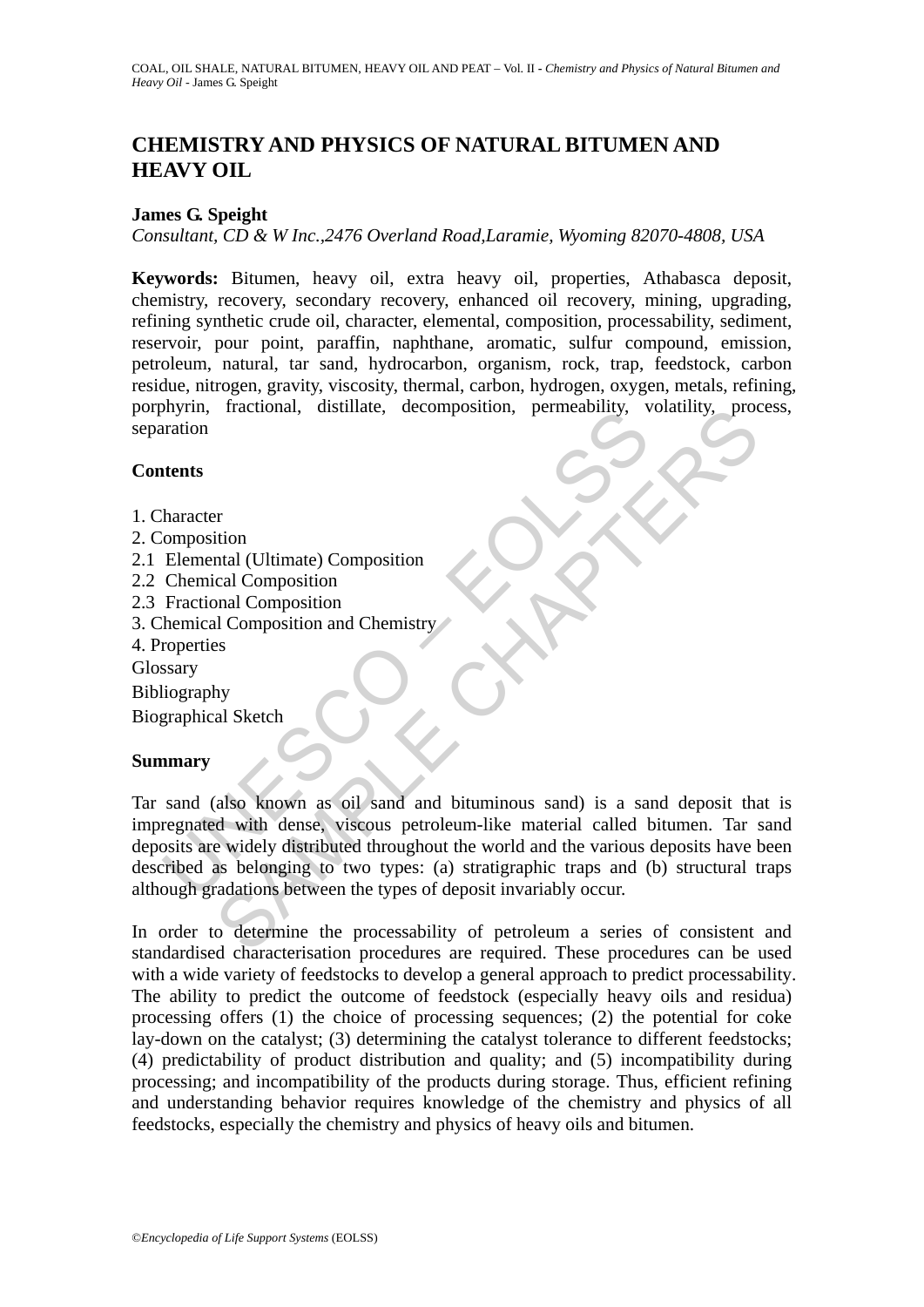# CHEMISTRY AND PHYSICS OF NATURAL BITUMEN AND HEAVY OIL

**James G. Speight**

*Consultant, CD & W Inc.,2476 Overland Road,Laramie, Wyoming 82070-4808, USA*

**Keywords:** Bitumen, heavy oil, extra heavy oil, properties, Athabasca deposit, chemistry, recovery, secondary recovery, enhanced oil recovery, mining, upgrading, refining synthetic crude oil, character, elemental, composition, processability, sediment, reservoir, pour point, paraffin, naphthane, aromatic, sulfur compound, emission, petroleum, natural, tar sand, hydrocarbon, organism, rock, trap, feedstock, carbon residue, nitrogen, gravity, viscosity, thermal, carbon, hydrogen, oxygen, metals, refining, porphyrin, fractional, distillate, decomposition, permeability, volatility, process, separation

## Contents

1. Character
2. Composition
2.1 Elemental (Ultimate) Composition
2.2 Chemical Composition
2.3 Fractional Composition
3. Chemical Composition and Chemistry
4. Properties

Glossary

Bibliography

Biographical Sketch

## Summary

Tar sand (also known as oil sand and bituminous sand) is a sand deposit that is impregnated with dense, viscous petroleum-like material called bitumen. Tar sand deposits are widely distributed throughout the world and the various deposits have been described as belonging to two types: (a) stratigraphic traps and (b) structural traps although gradations between the types of deposit invariably occur.

In order to determine the processability of petroleum a series of consistent and standardised characterisation procedures are required. These procedures can be used with a wide variety of feedstocks to develop a general approach to predict processability. The ability to predict the outcome of feedstock (especially heavy oils and residua) processing offers (1) the choice of processing sequences; (2) the potential for coke lay-down on the catalyst; (3) determining the catalyst tolerance to different feedstocks; (4) predictability of product distribution and quality; and (5) incompatibility during processing; and incompatibility of the products during storage. Thus, efficient refining and understanding behavior requires knowledge of the chemistry and physics of all feedstocks, especially the chemistry and physics of heavy oils and bitumen.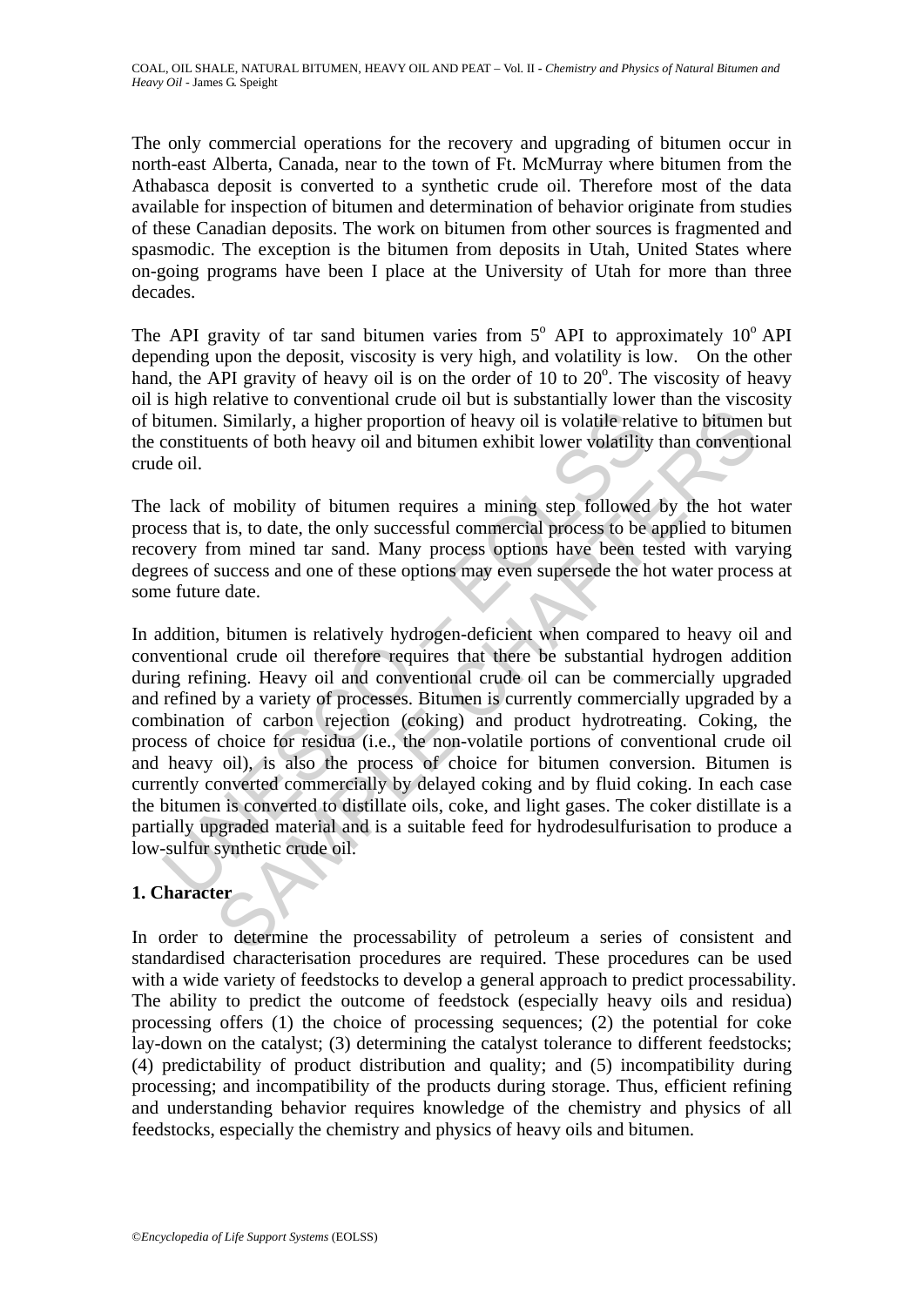The only commercial operations for the recovery and upgrading of bitumen occur in north-east Alberta, Canada, near to the town of Ft. McMurray where bitumen from the Athabasca deposit is converted to a synthetic crude oil. Therefore most of the data available for inspection of bitumen and determination of behavior originate from studies of these Canadian deposits. The work on bitumen from other sources is fragmented and spasmodic. The exception is the bitumen from deposits in Utah, United States where on-going programs have been I place at the University of Utah for more than three decades.

The API gravity of tar sand bitumen varies from $5^o$ API to approximately $10^o$ API depending upon the deposit, viscosity is very high, and volatility is low. On the other hand, the API gravity of heavy oil is on the order of 10 to $20^o$. The viscosity of heavy oil is high relative to conventional crude oil but is substantially lower than the viscosity of bitumen. Similarly, a higher proportion of heavy oil is volatile relative to bitumen but the constituents of both heavy oil and bitumen exhibit lower volatility than conventional crude oil.

The lack of mobility of bitumen requires a mining step followed by the hot water process that is, to date, the only successful commercial process to be applied to bitumen recovery from mined tar sand. Many process options have been tested with varying degrees of success and one of these options may even supersede the hot water process at some future date.

In addition, bitumen is relatively hydrogen-deficient when compared to heavy oil and conventional crude oil therefore requires that there be substantial hydrogen addition during refining. Heavy oil and conventional crude oil can be commercially upgraded and refined by a variety of processes. Bitumen is currently commercially upgraded by a combination of carbon rejection (coking) and product hydrotreating. Coking, the process of choice for residua (i.e., the non-volatile portions of conventional crude oil and heavy oil), is also the process of choice for bitumen conversion. Bitumen is currently converted commercially by delayed coking and by fluid coking. In each case the bitumen is converted to distillate oils, coke, and light gases. The coker distillate is a partially upgraded material and is a suitable feed for hydrodesulfurisation to produce a low-sulfur synthetic crude oil.

## 1. Character

In order to determine the processability of petroleum a series of consistent and standardised characterisation procedures are required. These procedures can be used with a wide variety of feedstocks to develop a general approach to predict processability. The ability to predict the outcome of feedstock (especially heavy oils and residua) processing offers (1) the choice of processing sequences; (2) the potential for coke lay-down on the catalyst; (3) determining the catalyst tolerance to different feedstocks; (4) predictability of product distribution and quality; and (5) incompatibility during processing; and incompatibility of the products during storage. Thus, efficient refining and understanding behavior requires knowledge of the chemistry and physics of all feedstocks, especially the chemistry and physics of heavy oils and bitumen.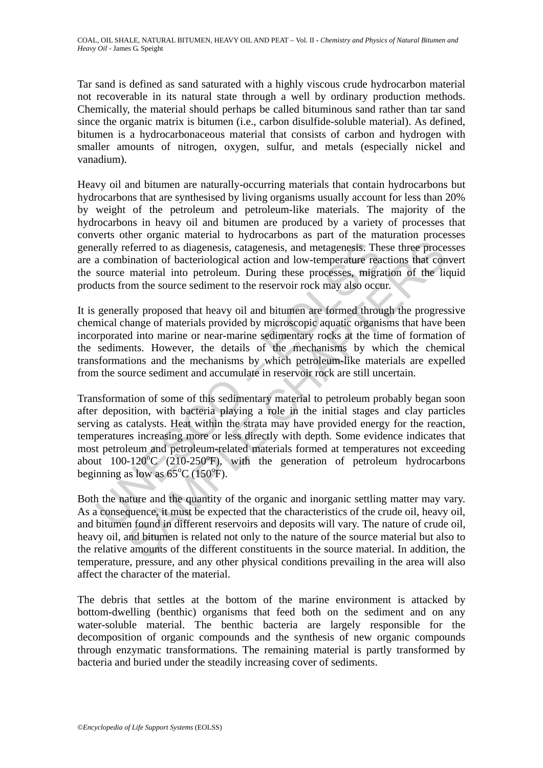Tar sand is defined as sand saturated with a highly viscous crude hydrocarbon material not recoverable in its natural state through a well by ordinary production methods. Chemically, the material should perhaps be called bituminous sand rather than tar sand since the organic matrix is bitumen (i.e., carbon disulfide-soluble material). As defined, bitumen is a hydrocarbonaceous material that consists of carbon and hydrogen with smaller amounts of nitrogen, oxygen, sulfur, and metals (especially nickel and vanadium).

Heavy oil and bitumen are naturally-occurring materials that contain hydrocarbons but hydrocarbons that are synthesised by living organisms usually account for less than 20% by weight of the petroleum and petroleum-like materials. The majority of the hydrocarbons in heavy oil and bitumen are produced by a variety of processes that converts other organic material to hydrocarbons as part of the maturation processes generally referred to as diagenesis, catagenesis, and metagenesis. These three processes are a combination of bacteriological action and low-temperature reactions that convert the source material into petroleum. During these processes, migration of the liquid products from the source sediment to the reservoir rock may also occur.

It is generally proposed that heavy oil and bitumen are formed through the progressive chemical change of materials provided by microscopic aquatic organisms that have been incorporated into marine or near-marine sedimentary rocks at the time of formation of the sediments. However, the details of the mechanisms by which the chemical transformations and the mechanisms by which petroleum-like materials are expelled from the source sediment and accumulate in reservoir rock are still uncertain.

Transformation of some of this sedimentary material to petroleum probably began soon after deposition, with bacteria playing a role in the initial stages and clay particles serving as catalysts. Heat within the strata may have provided energy for the reaction, temperatures increasing more or less directly with depth. Some evidence indicates that most petroleum and petroleum-related materials formed at temperatures not exceeding about 100-120$^{o}$C (210-250$^{o}$F), with the generation of petroleum hydrocarbons beginning as low as 65$^{o}$C (150$^{o}$F).

Both the nature and the quantity of the organic and inorganic settling matter may vary. As a consequence, it must be expected that the characteristics of the crude oil, heavy oil, and bitumen found in different reservoirs and deposits will vary. The nature of crude oil, heavy oil, and bitumen is related not only to the nature of the source material but also to the relative amounts of the different constituents in the source material. In addition, the temperature, pressure, and any other physical conditions prevailing in the area will also affect the character of the material.

The debris that settles at the bottom of the marine environment is attacked by bottom-dwelling (benthic) organisms that feed both on the sediment and on any water-soluble material. The benthic bacteria are largely responsible for the decomposition of organic compounds and the synthesis of new organic compounds through enzymatic transformations. The remaining material is partly transformed by bacteria and buried under the steadily increasing cover of sediments.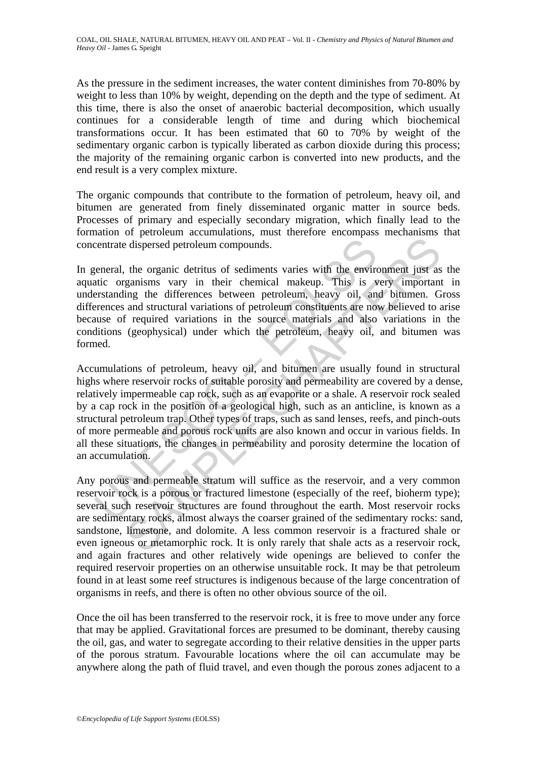As the pressure in the sediment increases, the water content diminishes from 70-80% by weight to less than 10% by weight, depending on the depth and the type of sediment. At this time, there is also the onset of anaerobic bacterial decomposition, which usually continues for a considerable length of time and during which biochemical transformations occur. It has been estimated that 60 to 70% by weight of the sedimentary organic carbon is typically liberated as carbon dioxide during this process; the majority of the remaining organic carbon is converted into new products, and the end result is a very complex mixture.

The organic compounds that contribute to the formation of petroleum, heavy oil, and bitumen are generated from finely disseminated organic matter in source beds. Processes of primary and especially secondary migration, which finally lead to the formation of petroleum accumulations, must therefore encompass mechanisms that concentrate dispersed petroleum compounds.

In general, the organic detritus of sediments varies with the environment just as the aquatic organisms vary in their chemical makeup. This is very important in understanding the differences between petroleum, heavy oil, and bitumen. Gross differences and structural variations of petroleum constituents are now believed to arise because of required variations in the source materials and also variations in the conditions (geophysical) under which the petroleum, heavy oil, and bitumen was formed.

Accumulations of petroleum, heavy oil, and bitumen are usually found in structural highs where reservoir rocks of suitable porosity and permeability are covered by a dense, relatively impermeable cap rock, such as an evaporite or a shale. A reservoir rock sealed by a cap rock in the position of a geological high, such as an anticline, is known as a structural petroleum trap. Other types of traps, such as sand lenses, reefs, and pinch-outs of more permeable and porous rock units are also known and occur in various fields. In all these situations, the changes in permeability and porosity determine the location of an accumulation.

Any porous and permeable stratum will suffice as the reservoir, and a very common reservoir rock is a porous or fractured limestone (especially of the reef, bioherm type); several such reservoir structures are found throughout the earth. Most reservoir rocks are sedimentary rocks, almost always the coarser grained of the sedimentary rocks: sand, sandstone, limestone, and dolomite. A less common reservoir is a fractured shale or even igneous or metamorphic rock. It is only rarely that shale acts as a reservoir rock, and again fractures and other relatively wide openings are believed to confer the required reservoir properties on an otherwise unsuitable rock. It may be that petroleum found in at least some reef structures is indigenous because of the large concentration of organisms in reefs, and there is often no other obvious source of the oil.

Once the oil has been transferred to the reservoir rock, it is free to move under any force that may be applied. Gravitational forces are presumed to be dominant, thereby causing the oil, gas, and water to segregate according to their relative densities in the upper parts of the porous stratum. Favourable locations where the oil can accumulate may be anywhere along the path of fluid travel, and even though the porous zones adjacent to a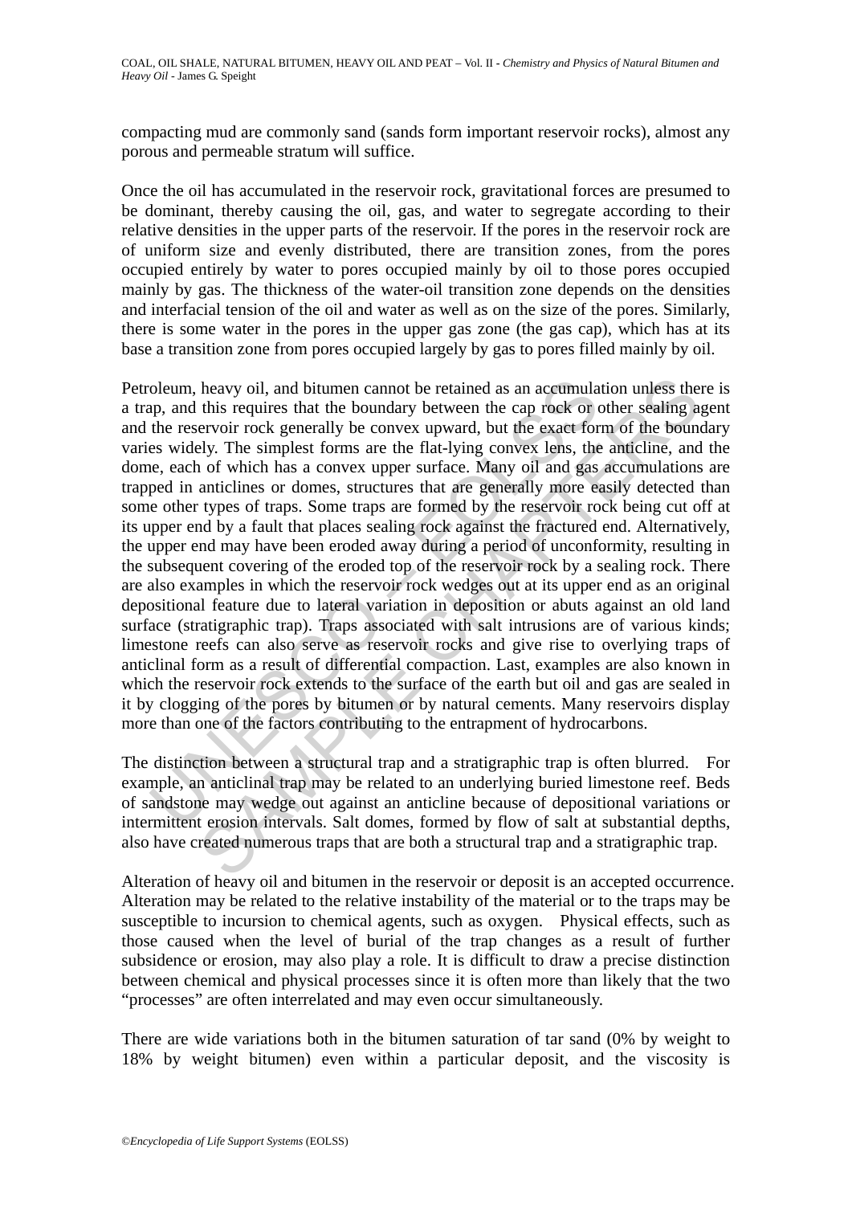compacting mud are commonly sand (sands form important reservoir rocks), almost any porous and permeable stratum will suffice.

Once the oil has accumulated in the reservoir rock, gravitational forces are presumed to be dominant, thereby causing the oil, gas, and water to segregate according to their relative densities in the upper parts of the reservoir. If the pores in the reservoir rock are of uniform size and evenly distributed, there are transition zones, from the pores occupied entirely by water to pores occupied mainly by oil to those pores occupied mainly by gas. The thickness of the water-oil transition zone depends on the densities and interfacial tension of the oil and water as well as on the size of the pores. Similarly, there is some water in the pores in the upper gas zone (the gas cap), which has at its base a transition zone from pores occupied largely by gas to pores filled mainly by oil.

Petroleum, heavy oil, and bitumen cannot be retained as an accumulation unless there is a trap, and this requires that the boundary between the cap rock or other sealing agent and the reservoir rock generally be convex upward, but the exact form of the boundary varies widely. The simplest forms are the flat-lying convex lens, the anticline, and the dome, each of which has a convex upper surface. Many oil and gas accumulations are trapped in anticlines or domes, structures that are generally more easily detected than some other types of traps. Some traps are formed by the reservoir rock being cut off at its upper end by a fault that places sealing rock against the fractured end. Alternatively, the upper end may have been eroded away during a period of unconformity, resulting in the subsequent covering of the eroded top of the reservoir rock by a sealing rock. There are also examples in which the reservoir rock wedges out at its upper end as an original depositional feature due to lateral variation in deposition or abuts against an old land surface (stratigraphic trap). Traps associated with salt intrusions are of various kinds; limestone reefs can also serve as reservoir rocks and give rise to overlying traps of anticlinal form as a result of differential compaction. Last, examples are also known in which the reservoir rock extends to the surface of the earth but oil and gas are sealed in it by clogging of the pores by bitumen or by natural cements. Many reservoirs display more than one of the factors contributing to the entrapment of hydrocarbons.

The distinction between a structural trap and a stratigraphic trap is often blurred. For example, an anticlinal trap may be related to an underlying buried limestone reef. Beds of sandstone may wedge out against an anticline because of depositional variations or intermittent erosion intervals. Salt domes, formed by flow of salt at substantial depths, also have created numerous traps that are both a structural trap and a stratigraphic trap.

Alteration of heavy oil and bitumen in the reservoir or deposit is an accepted occurrence. Alteration may be related to the relative instability of the material or to the traps may be susceptible to incursion to chemical agents, such as oxygen. Physical effects, such as those caused when the level of burial of the trap changes as a result of further subsidence or erosion, may also play a role. It is difficult to draw a precise distinction between chemical and physical processes since it is often more than likely that the two "processes" are often interrelated and may even occur simultaneously.

There are wide variations both in the bitumen saturation of tar sand (0% by weight to 18% by weight bitumen) even within a particular deposit, and the viscosity is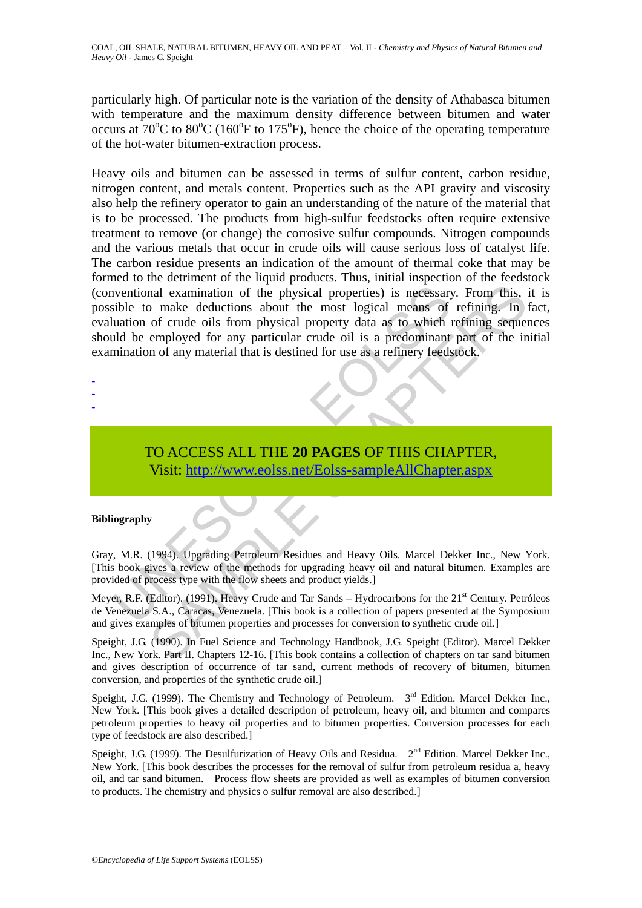particularly high. Of particular note is the variation of the density of Athabasca bitumen with temperature and the maximum density difference between bitumen and water occurs at 70°C to 80°C (160°F to 175°F), hence the choice of the operating temperature of the hot-water bitumen-extraction process.

Heavy oils and bitumen can be assessed in terms of sulfur content, carbon residue, nitrogen content, and metals content. Properties such as the API gravity and viscosity also help the refinery operator to gain an understanding of the nature of the material that is to be processed. The products from high-sulfur feedstocks often require extensive treatment to remove (or change) the corrosive sulfur compounds. Nitrogen compounds and the various metals that occur in crude oils will cause serious loss of catalyst life. The carbon residue presents an indication of the amount of thermal coke that may be formed to the detriment of the liquid products. Thus, initial inspection of the feedstock (conventional examination of the physical properties) is necessary. From this, it is possible to make deductions about the most logical means of refining. In fact, evaluation of crude oils from physical property data as to which refining sequences should be employed for any particular crude oil is a predominant part of the initial examination of any material that is destined for use as a refinery feedstock.

-
-
-

TO ACCESS ALL THE **20 PAGES** OF THIS CHAPTER,
Visit: http://www.eolss.net/Eolss-sampleAllChapter.aspx

**Bibliography**

Gray, M.R. (1994). Upgrading Petroleum Residues and Heavy Oils. Marcel Dekker Inc., New York. [This book gives a review of the methods for upgrading heavy oil and natural bitumen. Examples are provided of process type with the flow sheets and product yields.]

Meyer, R.F. (Editor). (1991). Heavy Crude and Tar Sands – Hydrocarbons for the 21st Century. Petróleos de Venezuela S.A., Caracas, Venezuela. [This book is a collection of papers presented at the Symposium and gives examples of bitumen properties and processes for conversion to synthetic crude oil.]

Speight, J.G. (1990). In Fuel Science and Technology Handbook, J.G. Speight (Editor). Marcel Dekker Inc., New York. Part II. Chapters 12-16. [This book contains a collection of chapters on tar sand bitumen and gives description of occurrence of tar sand, current methods of recovery of bitumen, bitumen conversion, and properties of the synthetic crude oil.]

Speight, J.G. (1999). The Chemistry and Technology of Petroleum. 3rd Edition. Marcel Dekker Inc., New York. [This book gives a detailed description of petroleum, heavy oil, and bitumen and compares petroleum properties to heavy oil properties and to bitumen properties. Conversion processes for each type of feedstock are also described.]

Speight, J.G. (1999). The Desulfurization of Heavy Oils and Residua. 2nd Edition. Marcel Dekker Inc., New York. [This book describes the processes for the removal of sulfur from petroleum residua a, heavy oil, and tar sand bitumen. Process flow sheets are provided as well as examples of bitumen conversion to products. The chemistry and physics o sulfur removal are also described.]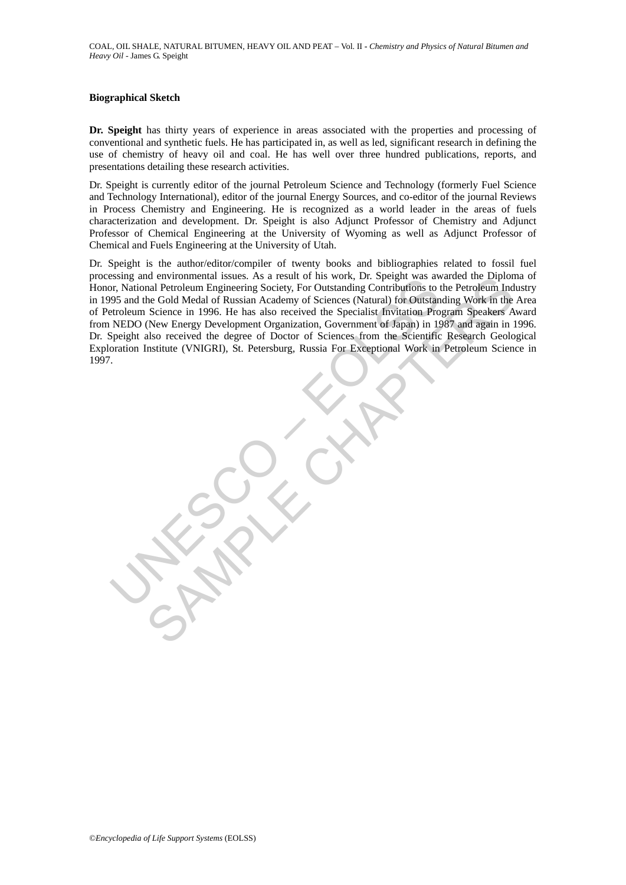### Biographical Sketch

**Dr. Speight** has thirty years of experience in areas associated with the properties and processing of conventional and synthetic fuels. He has participated in, as well as led, significant research in defining the use of chemistry of heavy oil and coal. He has well over three hundred publications, reports, and presentations detailing these research activities.

Dr. Speight is currently editor of the journal Petroleum Science and Technology (formerly Fuel Science and Technology International), editor of the journal Energy Sources, and co-editor of the journal Reviews in Process Chemistry and Engineering. He is recognized as a world leader in the areas of fuels characterization and development. Dr. Speight is also Adjunct Professor of Chemistry and Adjunct Professor of Chemical Engineering at the University of Wyoming as well as Adjunct Professor of Chemical and Fuels Engineering at the University of Utah.

Dr. Speight is the author/editor/compiler of twenty books and bibliographies related to fossil fuel processing and environmental issues. As a result of his work, Dr. Speight was awarded the Diploma of Honor, National Petroleum Engineering Society, For Outstanding Contributions to the Petroleum Industry in 1995 and the Gold Medal of Russian Academy of Sciences (Natural) for Outstanding Work in the Area of Petroleum Science in 1996. He has also received the Specialist Invitation Program Speakers Award from NEDO (New Energy Development Organization, Government of Japan) in 1987 and again in 1996. Dr. Speight also received the degree of Doctor of Sciences from the Scientific Research Geological Exploration Institute (VNIGRI), St. Petersburg, Russia For Exceptional Work in Petroleum Science in 1997.